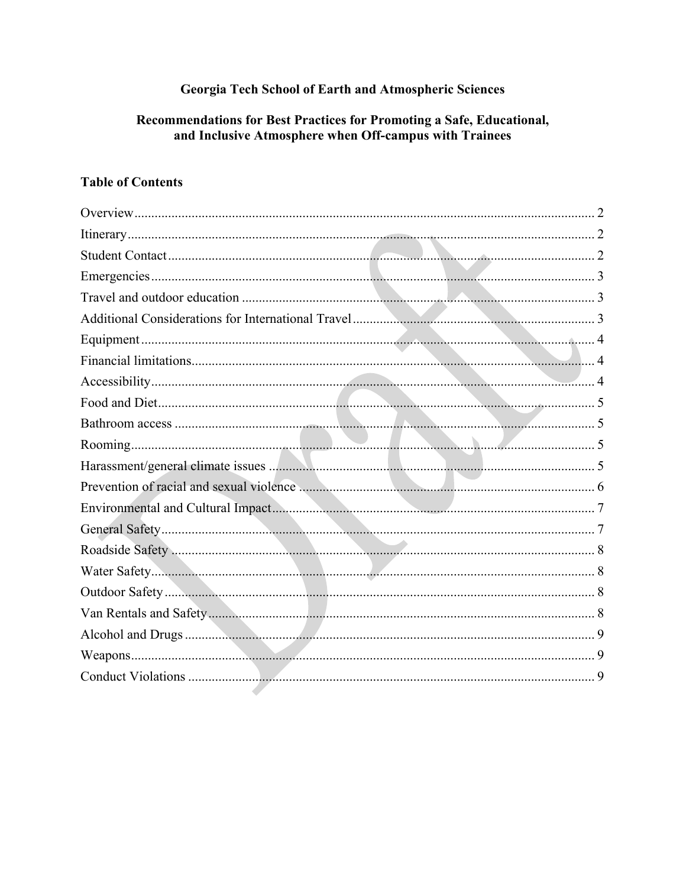# Georgia Tech School of Earth and Atmospheric Sciences

## Recommendations for Best Practices for Promoting a Safe, Educational, and Inclusive Atmosphere when Off-campus with Trainees

### Table of Contents

| Section | Page |
| --- | --- |
| Overview | 2 |
| Itinerary | 2 |
| Student Contact | 2 |
| Emergencies | 3 |
| Travel and outdoor education | 3 |
| Additional Considerations for International Travel | 3 |
| Equipment | 4 |
| Financial limitations | 4 |
| Accessibility | 4 |
| Food and Diet | 5 |
| Bathroom access | 5 |
| Rooming | 5 |
| Harassment/general climate issues | 5 |
| Prevention of racial and sexual violence | 6 |
| Environmental and Cultural Impact | 7 |
| General Safety | 7 |
| Roadside Safety | 8 |
| Water Safety | 8 |
| Outdoor Safety | 8 |
| Van Rentals and Safety | 8 |
| Alcohol and Drugs | 9 |
| Weapons | 9 |
| Conduct Violations | 9 |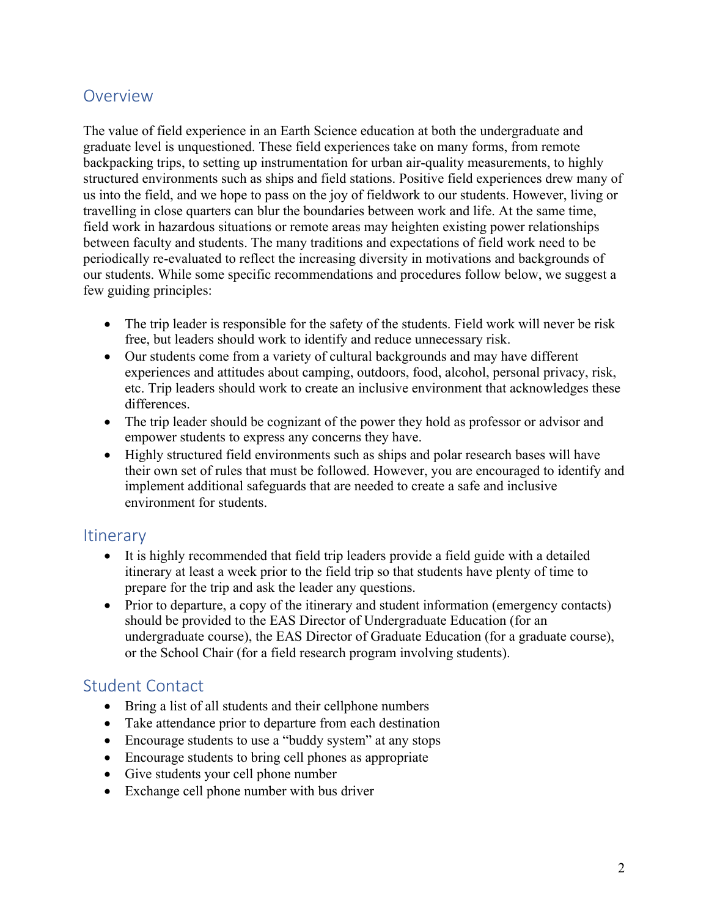## Overview

The value of field experience in an Earth Science education at both the undergraduate and graduate level is unquestioned. These field experiences take on many forms, from remote backpacking trips, to setting up instrumentation for urban air-quality measurements, to highly structured environments such as ships and field stations. Positive field experiences drew many of us into the field, and we hope to pass on the joy of fieldwork to our students. However, living or travelling in close quarters can blur the boundaries between work and life. At the same time, field work in hazardous situations or remote areas may heighten existing power relationships between faculty and students. The many traditions and expectations of field work need to be periodically re-evaluated to reflect the increasing diversity in motivations and backgrounds of our students. While some specific recommendations and procedures follow below, we suggest a few guiding principles:

- The trip leader is responsible for the safety of the students. Field work will never be risk free, but leaders should work to identify and reduce unnecessary risk.
- Our students come from a variety of cultural backgrounds and may have different experiences and attitudes about camping, outdoors, food, alcohol, personal privacy, risk, etc. Trip leaders should work to create an inclusive environment that acknowledges these differences.
- The trip leader should be cognizant of the power they hold as professor or advisor and empower students to express any concerns they have.
- Highly structured field environments such as ships and polar research bases will have their own set of rules that must be followed. However, you are encouraged to identify and implement additional safeguards that are needed to create a safe and inclusive environment for students.

## Itinerary

- It is highly recommended that field trip leaders provide a field guide with a detailed itinerary at least a week prior to the field trip so that students have plenty of time to prepare for the trip and ask the leader any questions.
- Prior to departure, a copy of the itinerary and student information (emergency contacts) should be provided to the EAS Director of Undergraduate Education (for an undergraduate course), the EAS Director of Graduate Education (for a graduate course), or the School Chair (for a field research program involving students).

## Student Contact

- Bring a list of all students and their cellphone numbers
- Take attendance prior to departure from each destination
- Encourage students to use a "buddy system" at any stops
- Encourage students to bring cell phones as appropriate
- Give students your cell phone number
- Exchange cell phone number with bus driver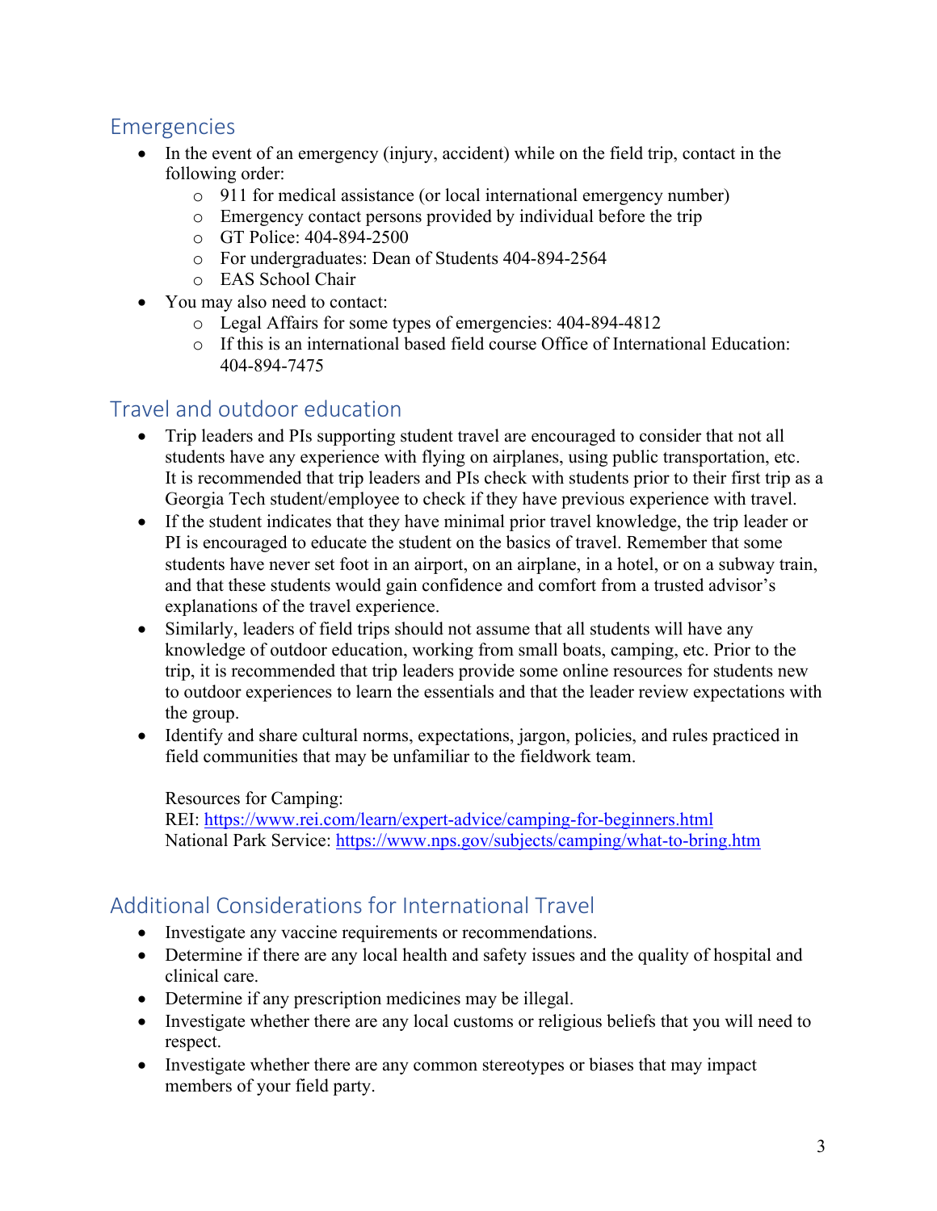## Emergencies

- In the event of an emergency (injury, accident) while on the field trip, contact in the following order:
    - 911 for medical assistance (or local international emergency number)
    - Emergency contact persons provided by individual before the trip
    - GT Police: 404-894-2500
    - For undergraduates: Dean of Students 404-894-2564
    - EAS School Chair
- You may also need to contact:
    - Legal Affairs for some types of emergencies: 404-894-4812
    - If this is an international based field course Office of International Education: 404-894-7475

## Travel and outdoor education

- Trip leaders and PIs supporting student travel are encouraged to consider that not all students have any experience with flying on airplanes, using public transportation, etc. It is recommended that trip leaders and PIs check with students prior to their first trip as a Georgia Tech student/employee to check if they have previous experience with travel.
- If the student indicates that they have minimal prior travel knowledge, the trip leader or PI is encouraged to educate the student on the basics of travel. Remember that some students have never set foot in an airport, on an airplane, in a hotel, or on a subway train, and that these students would gain confidence and comfort from a trusted advisor's explanations of the travel experience.
- Similarly, leaders of field trips should not assume that all students will have any knowledge of outdoor education, working from small boats, camping, etc. Prior to the trip, it is recommended that trip leaders provide some online resources for students new to outdoor experiences to learn the essentials and that the leader review expectations with the group.
- Identify and share cultural norms, expectations, jargon, policies, and rules practiced in field communities that may be unfamiliar to the fieldwork team.

  Resources for Camping:
  REI: https://www.rei.com/learn/expert-advice/camping-for-beginners.html
  National Park Service: https://www.nps.gov/subjects/camping/what-to-bring.htm

## Additional Considerations for International Travel

- Investigate any vaccine requirements or recommendations.
- Determine if there are any local health and safety issues and the quality of hospital and clinical care.
- Determine if any prescription medicines may be illegal.
- Investigate whether there are any local customs or religious beliefs that you will need to respect.
- Investigate whether there are any common stereotypes or biases that may impact members of your field party.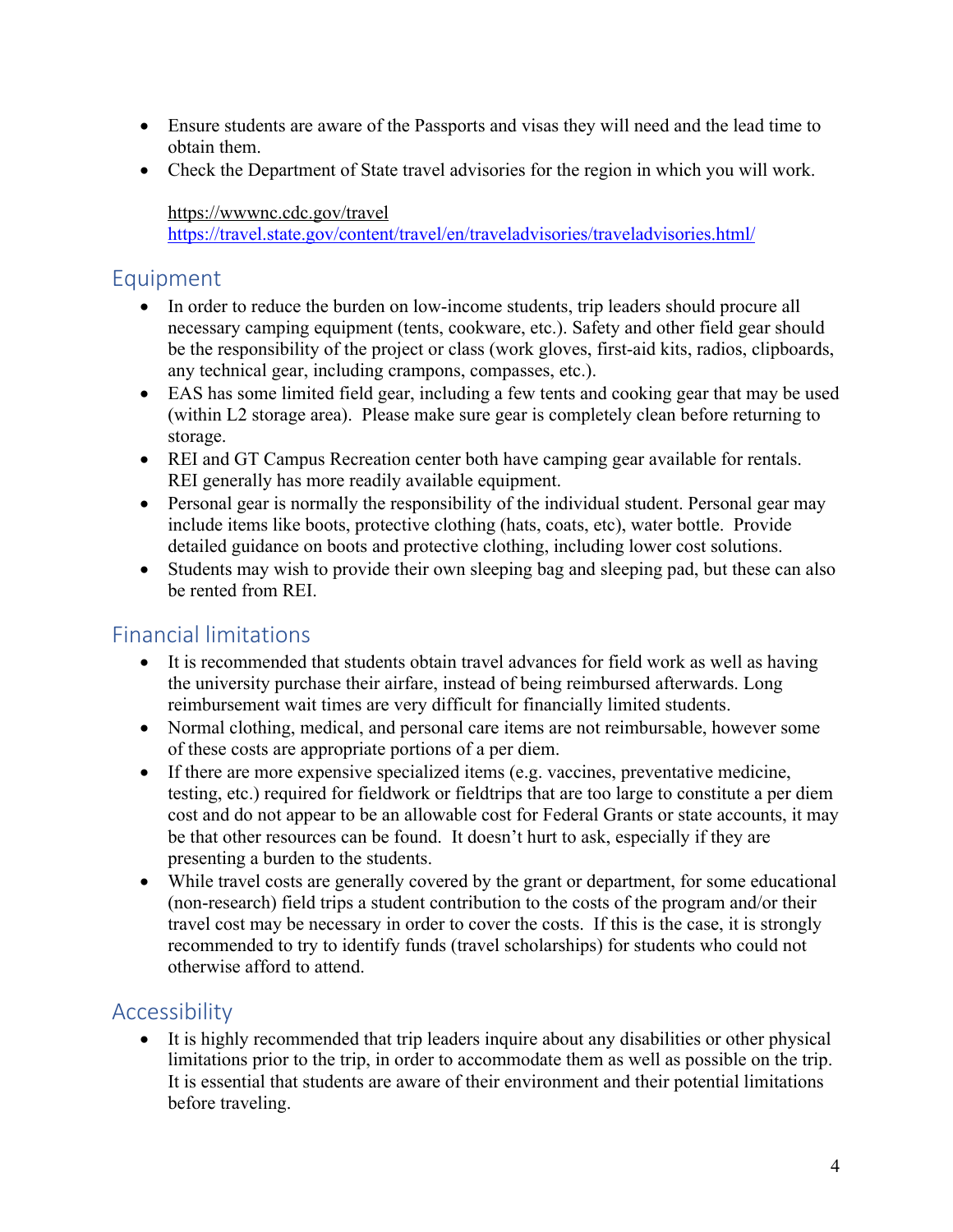- Ensure students are aware of the Passports and visas they will need and the lead time to obtain them.
- Check the Department of State travel advisories for the region in which you will work.

  https://wwwnc.cdc.gov/travel
  https://travel.state.gov/content/travel/en/traveladvisories/traveladvisories.html/

## Equipment

- In order to reduce the burden on low-income students, trip leaders should procure all necessary camping equipment (tents, cookware, etc.). Safety and other field gear should be the responsibility of the project or class (work gloves, first-aid kits, radios, clipboards, any technical gear, including crampons, compasses, etc.).
- EAS has some limited field gear, including a few tents and cooking gear that may be used (within L2 storage area). Please make sure gear is completely clean before returning to storage.
- REI and GT Campus Recreation center both have camping gear available for rentals. REI generally has more readily available equipment.
- Personal gear is normally the responsibility of the individual student. Personal gear may include items like boots, protective clothing (hats, coats, etc), water bottle. Provide detailed guidance on boots and protective clothing, including lower cost solutions.
- Students may wish to provide their own sleeping bag and sleeping pad, but these can also be rented from REI.

## Financial limitations

- It is recommended that students obtain travel advances for field work as well as having the university purchase their airfare, instead of being reimbursed afterwards. Long reimbursement wait times are very difficult for financially limited students.
- Normal clothing, medical, and personal care items are not reimbursable, however some of these costs are appropriate portions of a per diem.
- If there are more expensive specialized items (e.g. vaccines, preventative medicine, testing, etc.) required for fieldwork or fieldtrips that are too large to constitute a per diem cost and do not appear to be an allowable cost for Federal Grants or state accounts, it may be that other resources can be found. It doesn't hurt to ask, especially if they are presenting a burden to the students.
- While travel costs are generally covered by the grant or department, for some educational (non-research) field trips a student contribution to the costs of the program and/or their travel cost may be necessary in order to cover the costs. If this is the case, it is strongly recommended to try to identify funds (travel scholarships) for students who could not otherwise afford to attend.

## Accessibility

- It is highly recommended that trip leaders inquire about any disabilities or other physical limitations prior to the trip, in order to accommodate them as well as possible on the trip. It is essential that students are aware of their environment and their potential limitations before traveling.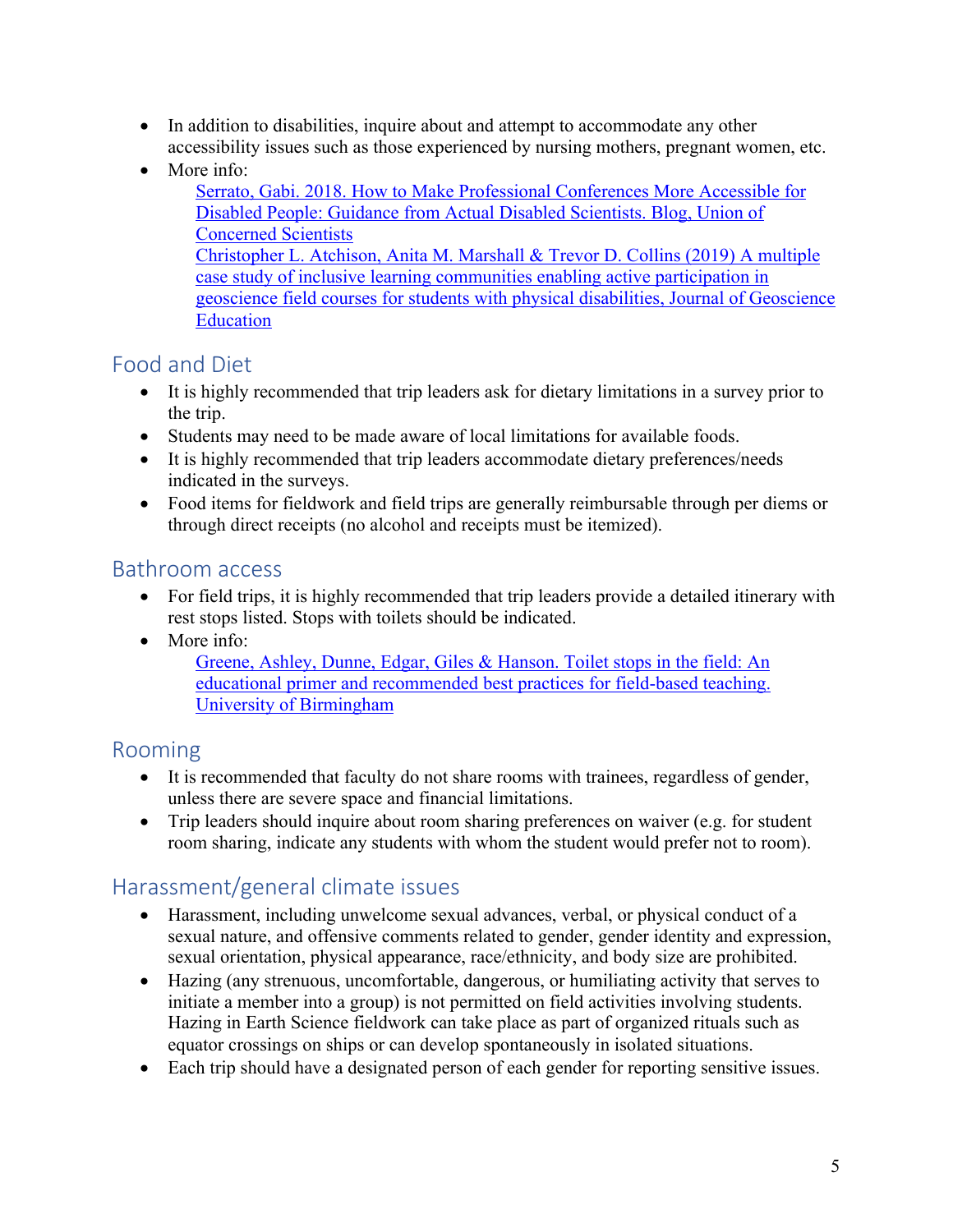- In addition to disabilities, inquire about and attempt to accommodate any other accessibility issues such as those experienced by nursing mothers, pregnant women, etc.
- More info:
  - [Serrato, Gabi. 2018. How to Make Professional Conferences More Accessible for Disabled People: Guidance from Actual Disabled Scientists. Blog, Union of Concerned Scientists]()
  - [Christopher L. Atchison, Anita M. Marshall & Trevor D. Collins (2019) A multiple case study of inclusive learning communities enabling active participation in geoscience field courses for students with physical disabilities, Journal of Geoscience Education]()

## Food and Diet

- It is highly recommended that trip leaders ask for dietary limitations in a survey prior to the trip.
- Students may need to be made aware of local limitations for available foods.
- It is highly recommended that trip leaders accommodate dietary preferences/needs indicated in the surveys.
- Food items for fieldwork and field trips are generally reimbursable through per diems or through direct receipts (no alcohol and receipts must be itemized).

## Bathroom access

- For field trips, it is highly recommended that trip leaders provide a detailed itinerary with rest stops listed. Stops with toilets should be indicated.
- More info:
  - [Greene, Ashley, Dunne, Edgar, Giles & Hanson. Toilet stops in the field: An educational primer and recommended best practices for field-based teaching. University of Birmingham]()

## Rooming

- It is recommended that faculty do not share rooms with trainees, regardless of gender, unless there are severe space and financial limitations.
- Trip leaders should inquire about room sharing preferences on waiver (e.g. for student room sharing, indicate any students with whom the student would prefer not to room).

## Harassment/general climate issues

- Harassment, including unwelcome sexual advances, verbal, or physical conduct of a sexual nature, and offensive comments related to gender, gender identity and expression, sexual orientation, physical appearance, race/ethnicity, and body size are prohibited.
- Hazing (any strenuous, uncomfortable, dangerous, or humiliating activity that serves to initiate a member into a group) is not permitted on field activities involving students. Hazing in Earth Science fieldwork can take place as part of organized rituals such as equator crossings on ships or can develop spontaneously in isolated situations.
- Each trip should have a designated person of each gender for reporting sensitive issues.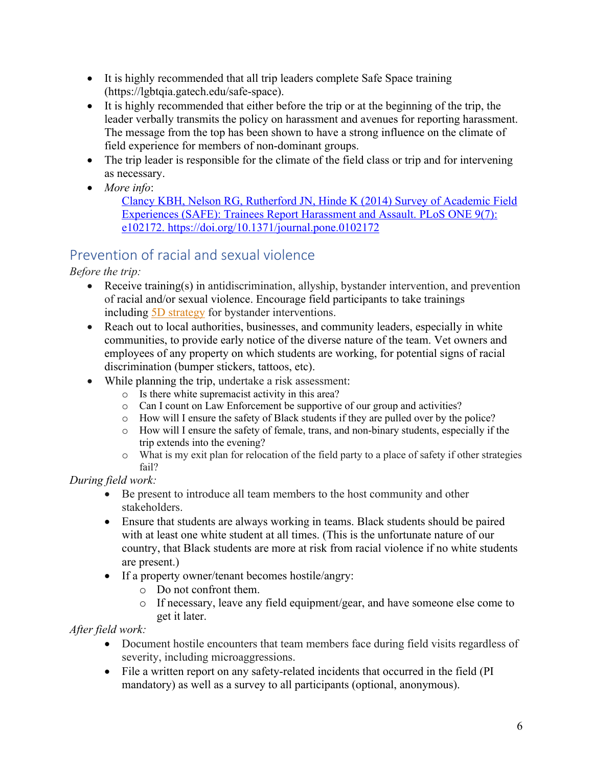- It is highly recommended that all trip leaders complete Safe Space training (https://lgbtqia.gatech.edu/safe-space).
- It is highly recommended that either before the trip or at the beginning of the trip, the leader verbally transmits the policy on harassment and avenues for reporting harassment. The message from the top has been shown to have a strong influence on the climate of field experience for members of non-dominant groups.
- The trip leader is responsible for the climate of the field class or trip and for intervening as necessary.
- *More info*:
  Clancy KBH, Nelson RG, Rutherford JN, Hinde K (2014) Survey of Academic Field Experiences (SAFE): Trainees Report Harassment and Assault. PLoS ONE 9(7): e102172. https://doi.org/10.1371/journal.pone.0102172

## Prevention of racial and sexual violence

*Before the trip:*

- Receive training(s) in antidiscrimination, allyship, bystander intervention, and prevention of racial and/or sexual violence. Encourage field participants to take trainings including 5D strategy for bystander interventions.
- Reach out to local authorities, businesses, and community leaders, especially in white communities, to provide early notice of the diverse nature of the team. Vet owners and employees of any property on which students are working, for potential signs of racial discrimination (bumper stickers, tattoos, etc).
- While planning the trip, undertake a risk assessment:
  - Is there white supremacist activity in this area?
  - Can I count on Law Enforcement be supportive of our group and activities?
  - How will I ensure the safety of Black students if they are pulled over by the police?
  - How will I ensure the safety of female, trans, and non-binary students, especially if the trip extends into the evening?
  - What is my exit plan for relocation of the field party to a place of safety if other strategies fail?

*During field work:*

- Be present to introduce all team members to the host community and other stakeholders.
- Ensure that students are always working in teams. Black students should be paired with at least one white student at all times. (This is the unfortunate nature of our country, that Black students are more at risk from racial violence if no white students are present.)
- If a property owner/tenant becomes hostile/angry:
  - Do not confront them.
  - If necessary, leave any field equipment/gear, and have someone else come to get it later.

*After field work:*

- Document hostile encounters that team members face during field visits regardless of severity, including microaggressions.
- File a written report on any safety-related incidents that occurred in the field (PI mandatory) as well as a survey to all participants (optional, anonymous).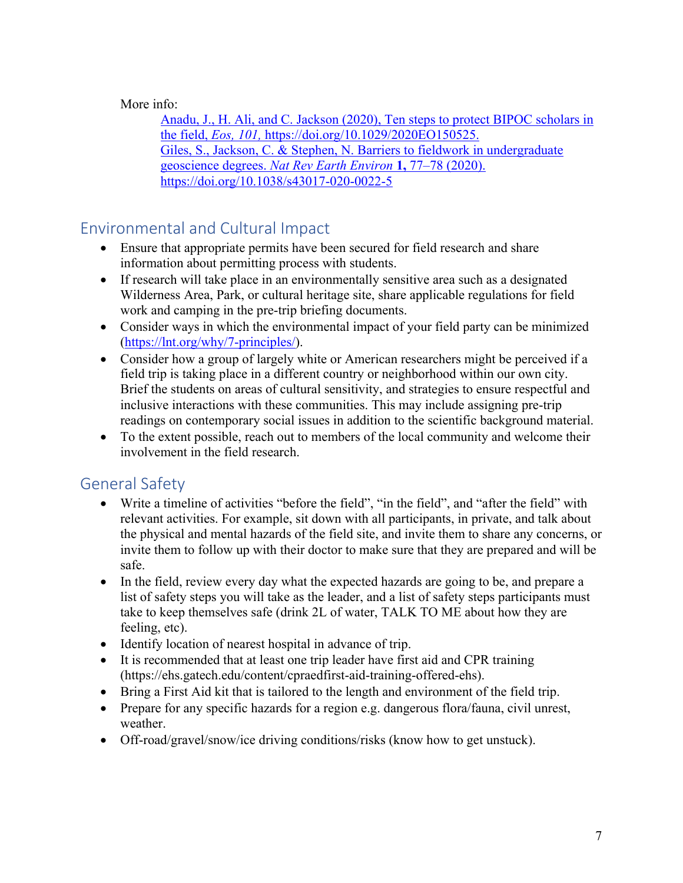More info:

[Anadu, J., H. Ali, and C. Jackson (2020), Ten steps to protect BIPOC scholars in the field, *Eos, 101,* https://doi.org/10.1029/2020EO150525.](https://doi.org/10.1029/2020EO150525)
[Giles, S., Jackson, C. & Stephen, N. Barriers to fieldwork in undergraduate geoscience degrees. *Nat Rev Earth Environ* **1,** 77–78 (2020). https://doi.org/10.1038/s43017-020-0022-5](https://doi.org/10.1038/s43017-020-0022-5)

## Environmental and Cultural Impact

- Ensure that appropriate permits have been secured for field research and share information about permitting process with students.
- If research will take place in an environmentally sensitive area such as a designated Wilderness Area, Park, or cultural heritage site, share applicable regulations for field work and camping in the pre-trip briefing documents.
- Consider ways in which the environmental impact of your field party can be minimized ([https://lnt.org/why/7-principles/](https://lnt.org/why/7-principles/)).
- Consider how a group of largely white or American researchers might be perceived if a field trip is taking place in a different country or neighborhood within our own city. Brief the students on areas of cultural sensitivity, and strategies to ensure respectful and inclusive interactions with these communities. This may include assigning pre-trip readings on contemporary social issues in addition to the scientific background material.
- To the extent possible, reach out to members of the local community and welcome their involvement in the field research.

## General Safety

- Write a timeline of activities "before the field", "in the field", and "after the field" with relevant activities. For example, sit down with all participants, in private, and talk about the physical and mental hazards of the field site, and invite them to share any concerns, or invite them to follow up with their doctor to make sure that they are prepared and will be safe.
- In the field, review every day what the expected hazards are going to be, and prepare a list of safety steps you will take as the leader, and a list of safety steps participants must take to keep themselves safe (drink 2L of water, TALK TO ME about how they are feeling, etc).
- Identify location of nearest hospital in advance of trip.
- It is recommended that at least one trip leader have first aid and CPR training (https://ehs.gatech.edu/content/cpraedfirst-aid-training-offered-ehs).
- Bring a First Aid kit that is tailored to the length and environment of the field trip.
- Prepare for any specific hazards for a region e.g. dangerous flora/fauna, civil unrest, weather.
- Off-road/gravel/snow/ice driving conditions/risks (know how to get unstuck).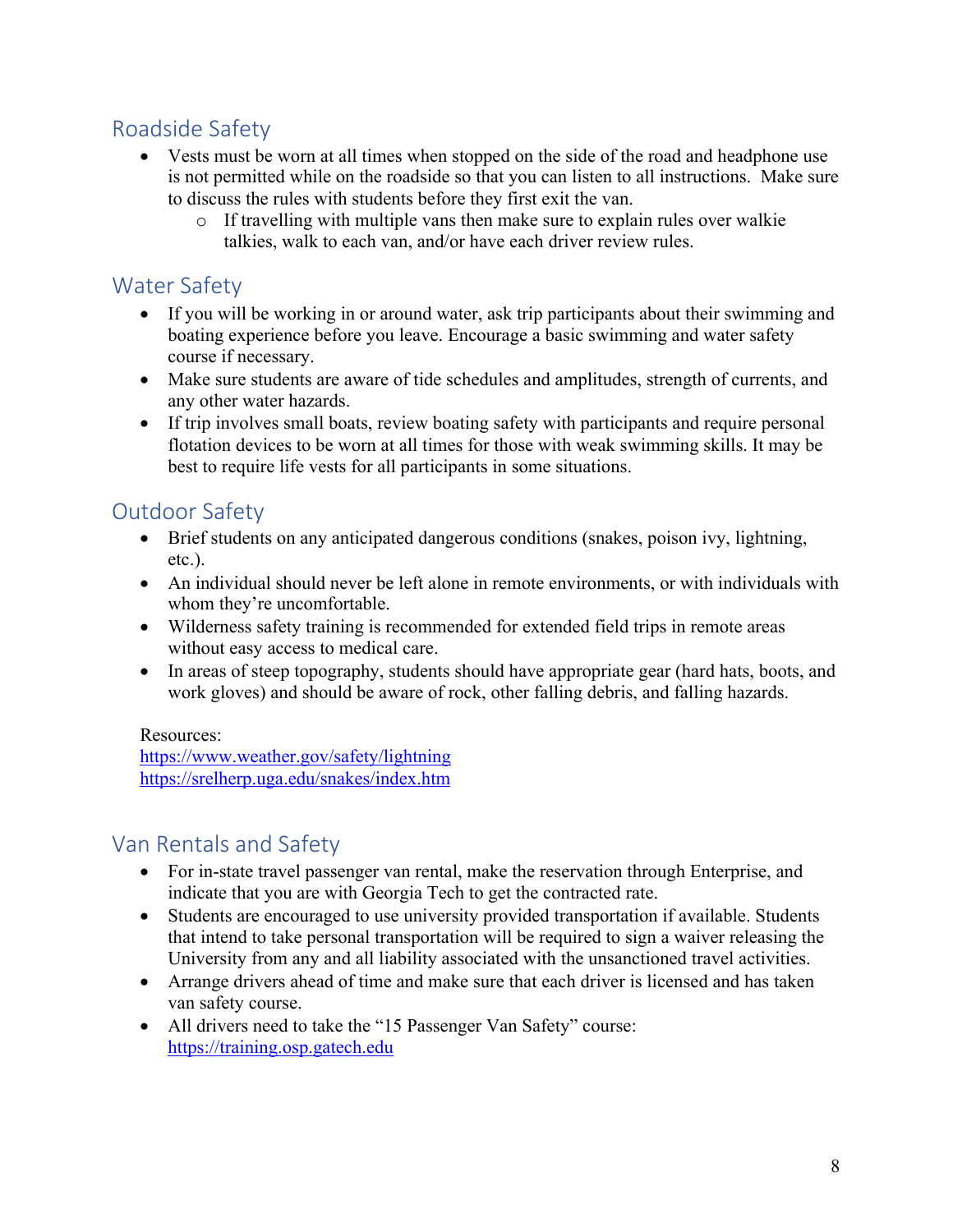## Roadside Safety

- Vests must be worn at all times when stopped on the side of the road and headphone use is not permitted while on the roadside so that you can listen to all instructions. Make sure to discuss the rules with students before they first exit the van.
    - If travelling with multiple vans then make sure to explain rules over walkie talkies, walk to each van, and/or have each driver review rules.

## Water Safety

- If you will be working in or around water, ask trip participants about their swimming and boating experience before you leave. Encourage a basic swimming and water safety course if necessary.
- Make sure students are aware of tide schedules and amplitudes, strength of currents, and any other water hazards.
- If trip involves small boats, review boating safety with participants and require personal flotation devices to be worn at all times for those with weak swimming skills. It may be best to require life vests for all participants in some situations.

## Outdoor Safety

- Brief students on any anticipated dangerous conditions (snakes, poison ivy, lightning, etc.).
- An individual should never be left alone in remote environments, or with individuals with whom they're uncomfortable.
- Wilderness safety training is recommended for extended field trips in remote areas without easy access to medical care.
- In areas of steep topography, students should have appropriate gear (hard hats, boots, and work gloves) and should be aware of rock, other falling debris, and falling hazards.

Resources:
https://www.weather.gov/safety/lightning
https://srelherp.uga.edu/snakes/index.htm

## Van Rentals and Safety

- For in-state travel passenger van rental, make the reservation through Enterprise, and indicate that you are with Georgia Tech to get the contracted rate.
- Students are encouraged to use university provided transportation if available. Students that intend to take personal transportation will be required to sign a waiver releasing the University from any and all liability associated with the unsanctioned travel activities.
- Arrange drivers ahead of time and make sure that each driver is licensed and has taken van safety course.
- All drivers need to take the "15 Passenger Van Safety" course: https://training.osp.gatech.edu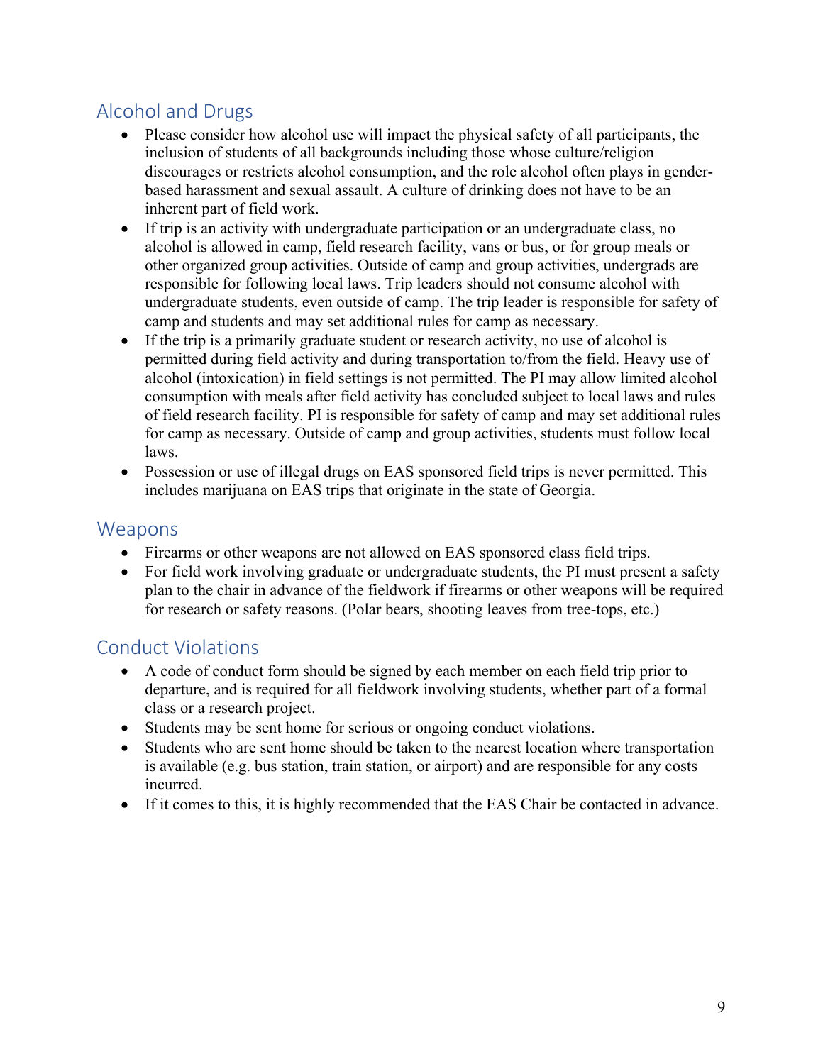## Alcohol and Drugs

- Please consider how alcohol use will impact the physical safety of all participants, the inclusion of students of all backgrounds including those whose culture/religion discourages or restricts alcohol consumption, and the role alcohol often plays in gender-based harassment and sexual assault. A culture of drinking does not have to be an inherent part of field work.
- If trip is an activity with undergraduate participation or an undergraduate class, no alcohol is allowed in camp, field research facility, vans or bus, or for group meals or other organized group activities. Outside of camp and group activities, undergrads are responsible for following local laws. Trip leaders should not consume alcohol with undergraduate students, even outside of camp. The trip leader is responsible for safety of camp and students and may set additional rules for camp as necessary.
- If the trip is a primarily graduate student or research activity, no use of alcohol is permitted during field activity and during transportation to/from the field. Heavy use of alcohol (intoxication) in field settings is not permitted. The PI may allow limited alcohol consumption with meals after field activity has concluded subject to local laws and rules of field research facility. PI is responsible for safety of camp and may set additional rules for camp as necessary. Outside of camp and group activities, students must follow local laws.
- Possession or use of illegal drugs on EAS sponsored field trips is never permitted. This includes marijuana on EAS trips that originate in the state of Georgia.

## Weapons

- Firearms or other weapons are not allowed on EAS sponsored class field trips.
- For field work involving graduate or undergraduate students, the PI must present a safety plan to the chair in advance of the fieldwork if firearms or other weapons will be required for research or safety reasons. (Polar bears, shooting leaves from tree-tops, etc.)

## Conduct Violations

- A code of conduct form should be signed by each member on each field trip prior to departure, and is required for all fieldwork involving students, whether part of a formal class or a research project.
- Students may be sent home for serious or ongoing conduct violations.
- Students who are sent home should be taken to the nearest location where transportation is available (e.g. bus station, train station, or airport) and are responsible for any costs incurred.
- If it comes to this, it is highly recommended that the EAS Chair be contacted in advance.